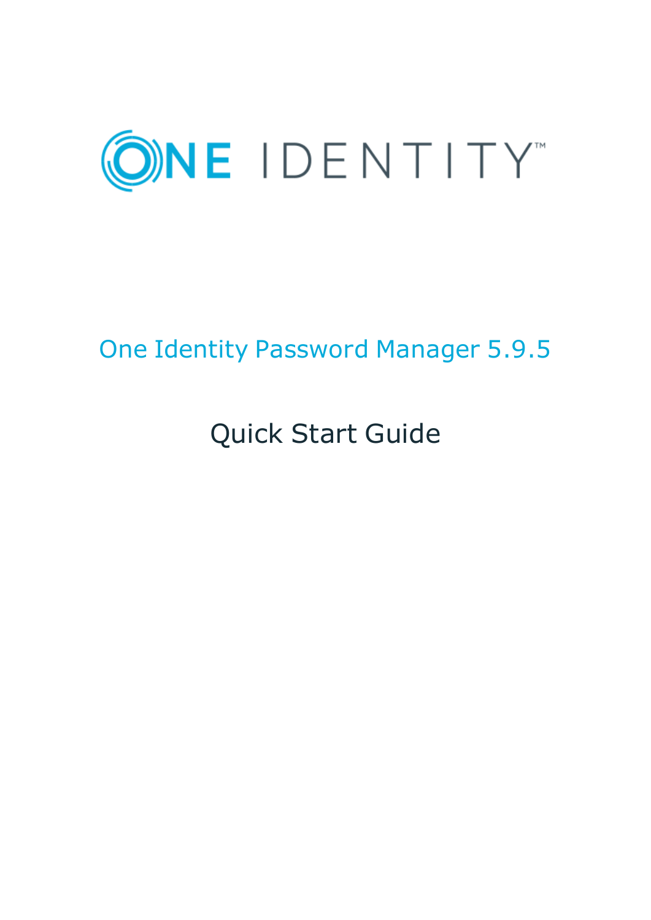ONE IDENTITY™

# One Identity Password Manager 5.9.5

## Quick Start Guide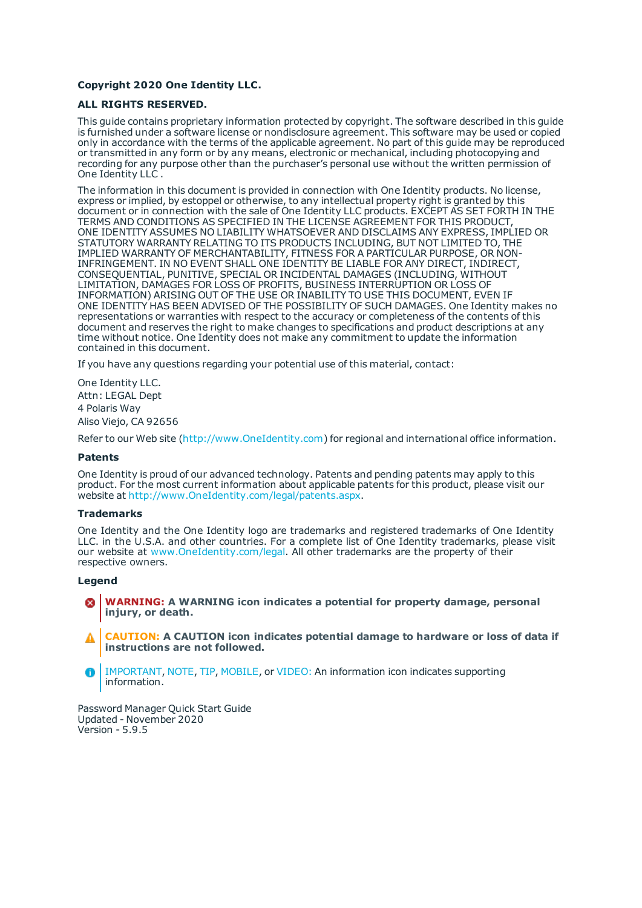**Copyright 2020 One Identity LLC.**

**ALL RIGHTS RESERVED.**

This guide contains proprietary information protected by copyright. The software described in this guide is furnished under a software license or nondisclosure agreement. This software may be used or copied only in accordance with the terms of the applicable agreement. No part of this guide may be reproduced or transmitted in any form or by any means, electronic or mechanical, including photocopying and recording for any purpose other than the purchaser's personal use without the written permission of One Identity LLC .

The information in this document is provided in connection with One Identity products. No license, express or implied, by estoppel or otherwise, to any intellectual property right is granted by this document or in connection with the sale of One Identity LLC products. EXCEPT AS SET FORTH IN THE TERMS AND CONDITIONS AS SPECIFIED IN THE LICENSE AGREEMENT FOR THIS PRODUCT, ONE IDENTITY ASSUMES NO LIABILITY WHATSOEVER AND DISCLAIMS ANY EXPRESS, IMPLIED OR STATUTORY WARRANTY RELATING TO ITS PRODUCTS INCLUDING, BUT NOT LIMITED TO, THE IMPLIED WARRANTY OF MERCHANTABILITY, FITNESS FOR A PARTICULAR PURPOSE, OR NON-INFRINGEMENT. IN NO EVENT SHALL ONE IDENTITY BE LIABLE FOR ANY DIRECT, INDIRECT, CONSEQUENTIAL, PUNITIVE, SPECIAL OR INCIDENTAL DAMAGES (INCLUDING, WITHOUT LIMITATION, DAMAGES FOR LOSS OF PROFITS, BUSINESS INTERRUPTION OR LOSS OF INFORMATION) ARISING OUT OF THE USE OR INABILITY TO USE THIS DOCUMENT, EVEN IF ONE IDENTITY HAS BEEN ADVISED OF THE POSSIBILITY OF SUCH DAMAGES. One Identity makes no representations or warranties with respect to the accuracy or completeness of the contents of this document and reserves the right to make changes to specifications and product descriptions at any time without notice. One Identity does not make any commitment to update the information contained in this document.

If you have any questions regarding your potential use of this material, contact:

One Identity LLC.
Attn: LEGAL Dept
4 Polaris Way
Aliso Viejo, CA 92656

Refer to our Web site (http://www.OneIdentity.com) for regional and international office information.

**Patents**

One Identity is proud of our advanced technology. Patents and pending patents may apply to this product. For the most current information about applicable patents for this product, please visit our website at http://www.OneIdentity.com/legal/patents.aspx.

**Trademarks**

One Identity and the One Identity logo are trademarks and registered trademarks of One Identity LLC. in the U.S.A. and other countries. For a complete list of One Identity trademarks, please visit our website at www.OneIdentity.com/legal. All other trademarks are the property of their respective owners.

**Legend**

**WARNING: A WARNING icon indicates a potential for property damage, personal injury, or death.**

**CAUTION: A CAUTION icon indicates potential damage to hardware or loss of data if instructions are not followed.**

IMPORTANT, NOTE, TIP, MOBILE, or VIDEO: An information icon indicates supporting information.

Password Manager Quick Start Guide
Updated - November 2020
Version - 5.9.5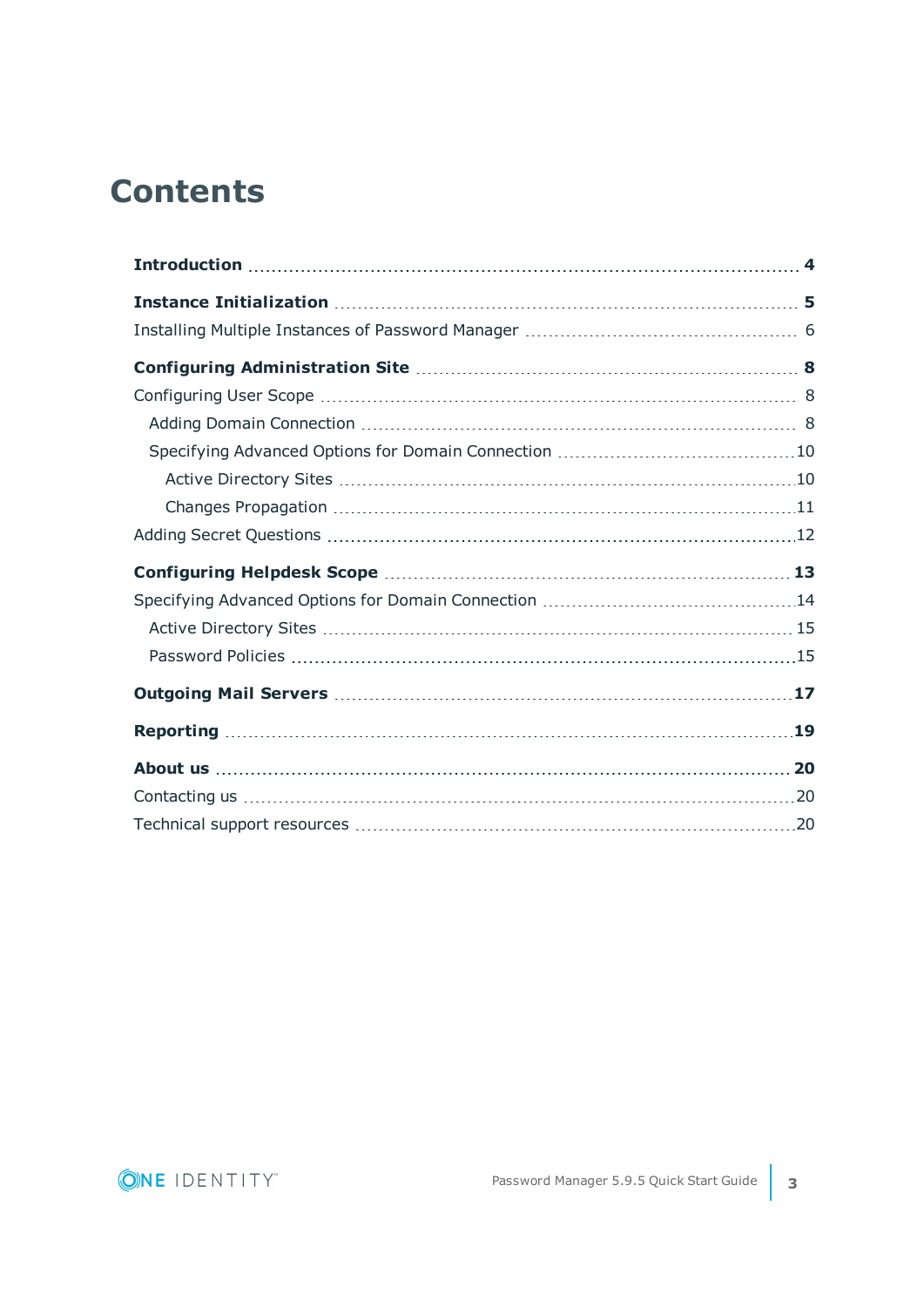# Contents

**Introduction** 4

**Instance Initialization** 5

Installing Multiple Instances of Password Manager 6

**Configuring Administration Site** 8

Configuring User Scope 8

- Adding Domain Connection 8
- Specifying Advanced Options for Domain Connection 10
  - Active Directory Sites 10
  - Changes Propagation 11

Adding Secret Questions 12

**Configuring Helpdesk Scope** 13

Specifying Advanced Options for Domain Connection 14

- Active Directory Sites 15
- Password Policies 15

**Outgoing Mail Servers** 17

**Reporting** 19

**About us** 20

Contacting us 20

Technical support resources 20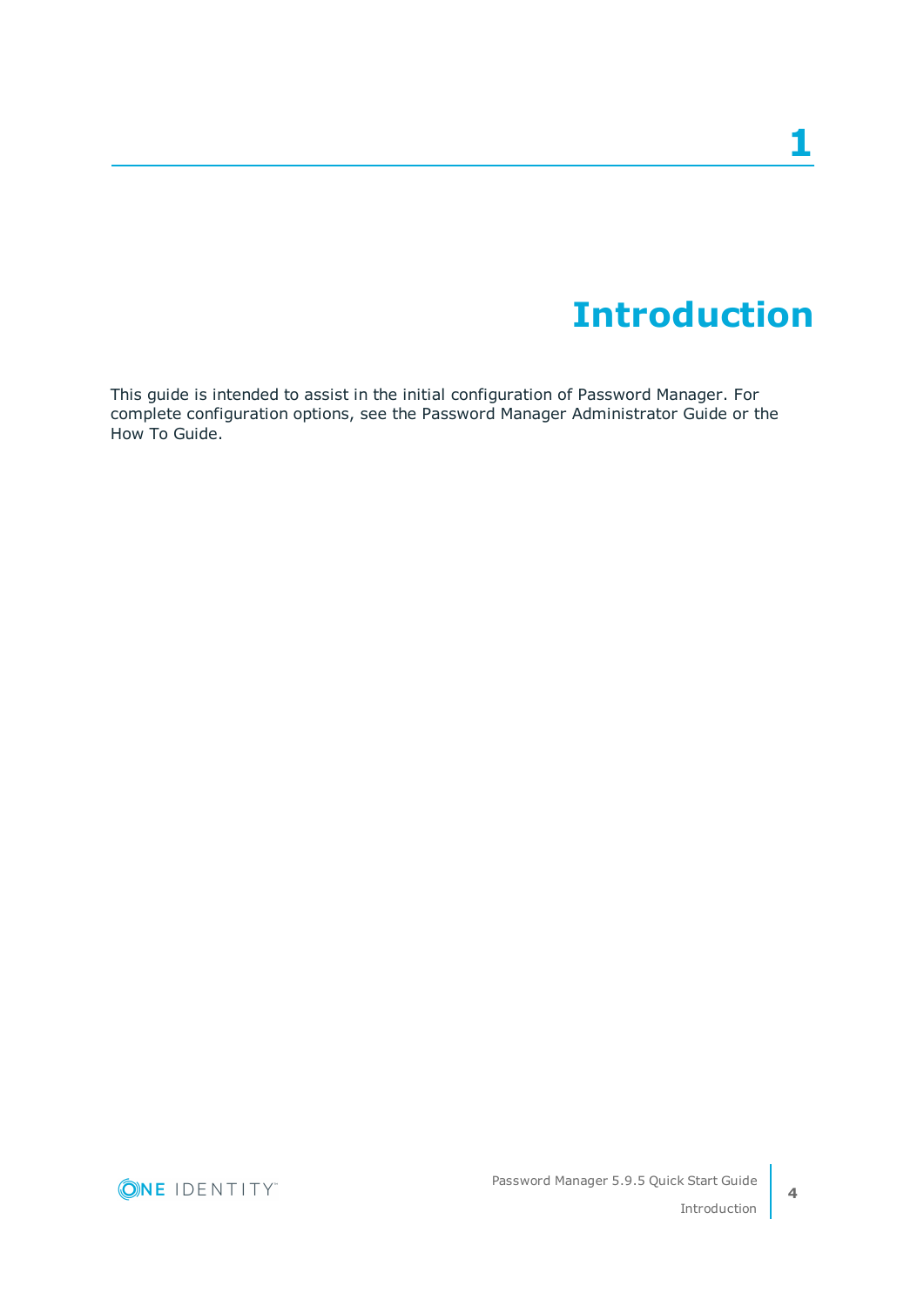# 1 Introduction

This guide is intended to assist in the initial configuration of Password Manager. For complete configuration options, see the Password Manager Administrator Guide or the How To Guide.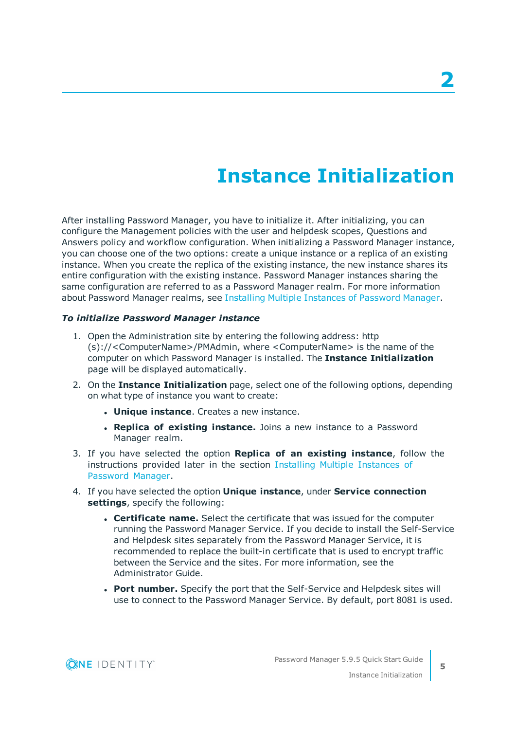# 2 Instance Initialization

After installing Password Manager, you have to initialize it. After initializing, you can configure the Management policies with the user and helpdesk scopes, Questions and Answers policy and workflow configuration. When initializing a Password Manager instance, you can choose one of the two options: create a unique instance or a replica of an existing instance. When you create the replica of the existing instance, the new instance shares its entire configuration with the existing instance. Password Manager instances sharing the same configuration are referred to as a Password Manager realm. For more information about Password Manager realms, see Installing Multiple Instances of Password Manager.

***To initialize Password Manager instance***

1. Open the Administration site by entering the following address: http(s)://<ComputerName>/PMAdmin, where <ComputerName> is the name of the computer on which Password Manager is installed. The **Instance Initialization** page will be displayed automatically.
2. On the **Instance Initialization** page, select one of the following options, depending on what type of instance you want to create:
   - **Unique instance**. Creates a new instance.
   - **Replica of existing instance.** Joins a new instance to a Password Manager realm.
3. If you have selected the option **Replica of an existing instance**, follow the instructions provided later in the section Installing Multiple Instances of Password Manager.
4. If you have selected the option **Unique instance**, under **Service connection settings**, specify the following:
   - **Certificate name.** Select the certificate that was issued for the computer running the Password Manager Service. If you decide to install the Self-Service and Helpdesk sites separately from the Password Manager Service, it is recommended to replace the built-in certificate that is used to encrypt traffic between the Service and the sites. For more information, see the Administrator Guide.
   - **Port number.** Specify the port that the Self-Service and Helpdesk sites will use to connect to the Password Manager Service. By default, port 8081 is used.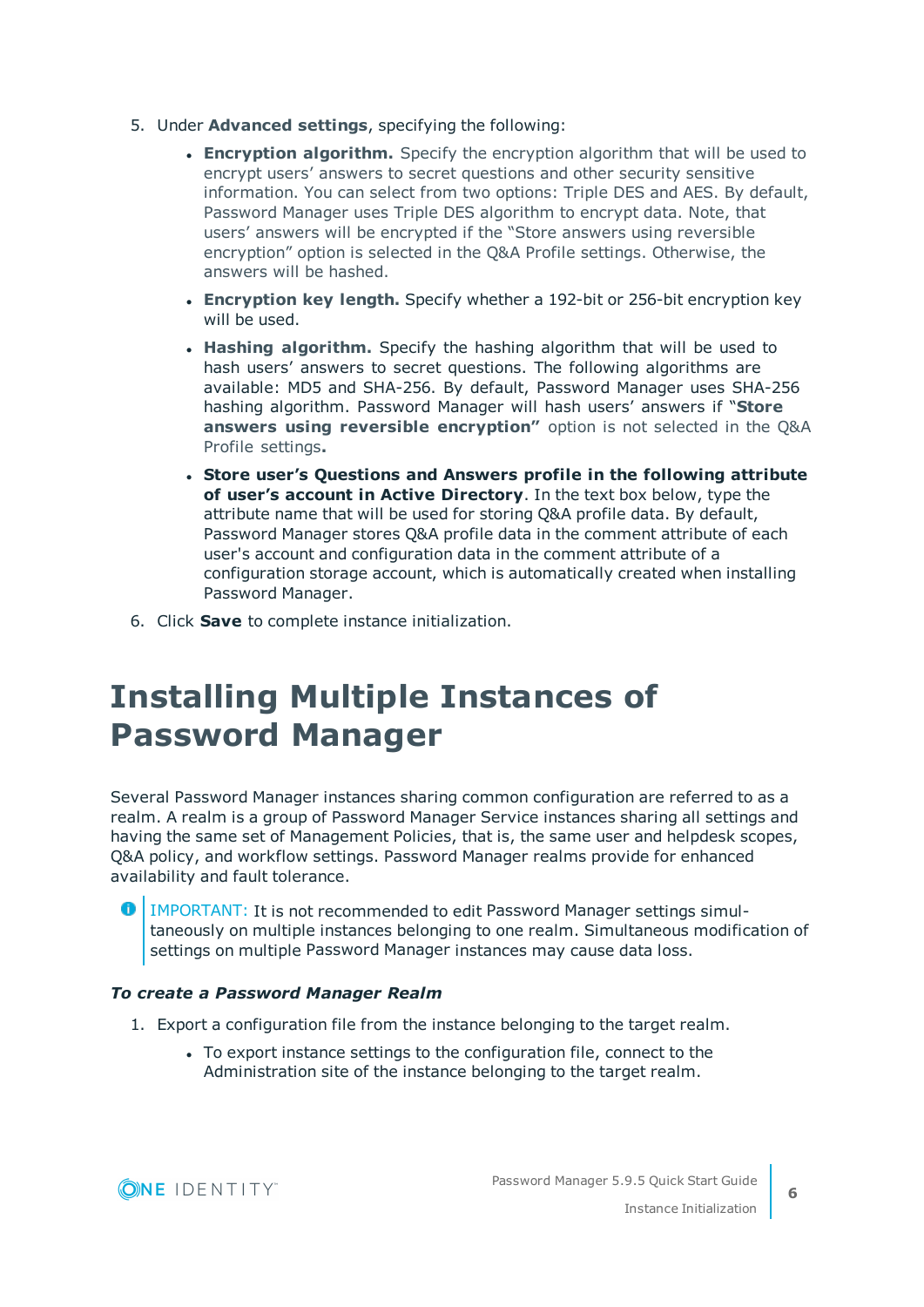5. Under **Advanced settings**, specifying the following:

    - **Encryption algorithm.** Specify the encryption algorithm that will be used to encrypt users' answers to secret questions and other security sensitive information. You can select from two options: Triple DES and AES. By default, Password Manager uses Triple DES algorithm to encrypt data. Note, that users' answers will be encrypted if the "Store answers using reversible encryption" option is selected in the Q&A Profile settings. Otherwise, the answers will be hashed.
    - **Encryption key length.** Specify whether a 192-bit or 256-bit encryption key will be used.
    - **Hashing algorithm.** Specify the hashing algorithm that will be used to hash users' answers to secret questions. The following algorithms are available: MD5 and SHA-256. By default, Password Manager uses SHA-256 hashing algorithm. Password Manager will hash users' answers if **"Store answers using reversible encryption"** option is not selected in the Q&A Profile settings**.**
    - **Store user's Questions and Answers profile in the following attribute of user's account in Active Directory**. In the text box below, type the attribute name that will be used for storing Q&A profile data. By default, Password Manager stores Q&A profile data in the comment attribute of each user's account and configuration data in the comment attribute of a configuration storage account, which is automatically created when installing Password Manager.

6. Click **Save** to complete instance initialization.

# Installing Multiple Instances of Password Manager

Several Password Manager instances sharing common configuration are referred to as a realm. A realm is a group of Password Manager Service instances sharing all settings and having the same set of Management Policies, that is, the same user and helpdesk scopes, Q&A policy, and workflow settings. Password Manager realms provide for enhanced availability and fault tolerance.

IMPORTANT: It is not recommended to edit Password Manager settings simultaneously on multiple instances belonging to one realm. Simultaneous modification of settings on multiple Password Manager instances may cause data loss.

***To create a Password Manager Realm***

1. Export a configuration file from the instance belonging to the target realm.

    - To export instance settings to the configuration file, connect to the Administration site of the instance belonging to the target realm.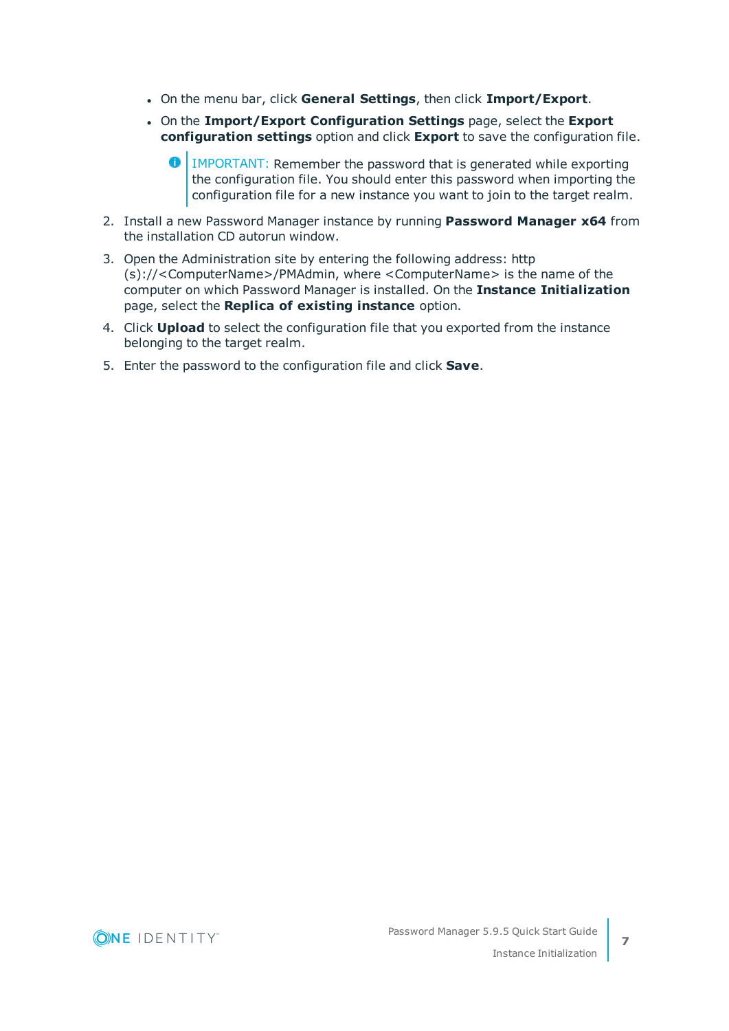- On the menu bar, click **General Settings**, then click **Import/Export**.
- On the **Import/Export Configuration Settings** page, select the **Export configuration settings** option and click **Export** to save the configuration file.

  > IMPORTANT: Remember the password that is generated while exporting the configuration file. You should enter this password when importing the configuration file for a new instance you want to join to the target realm.

2. Install a new Password Manager instance by running **Password Manager x64** from the installation CD autorun window.
3. Open the Administration site by entering the following address: http(s)://<ComputerName>/PMAdmin, where <ComputerName> is the name of the computer on which Password Manager is installed. On the **Instance Initialization** page, select the **Replica of existing instance** option.
4. Click **Upload** to select the configuration file that you exported from the instance belonging to the target realm.
5. Enter the password to the configuration file and click **Save**.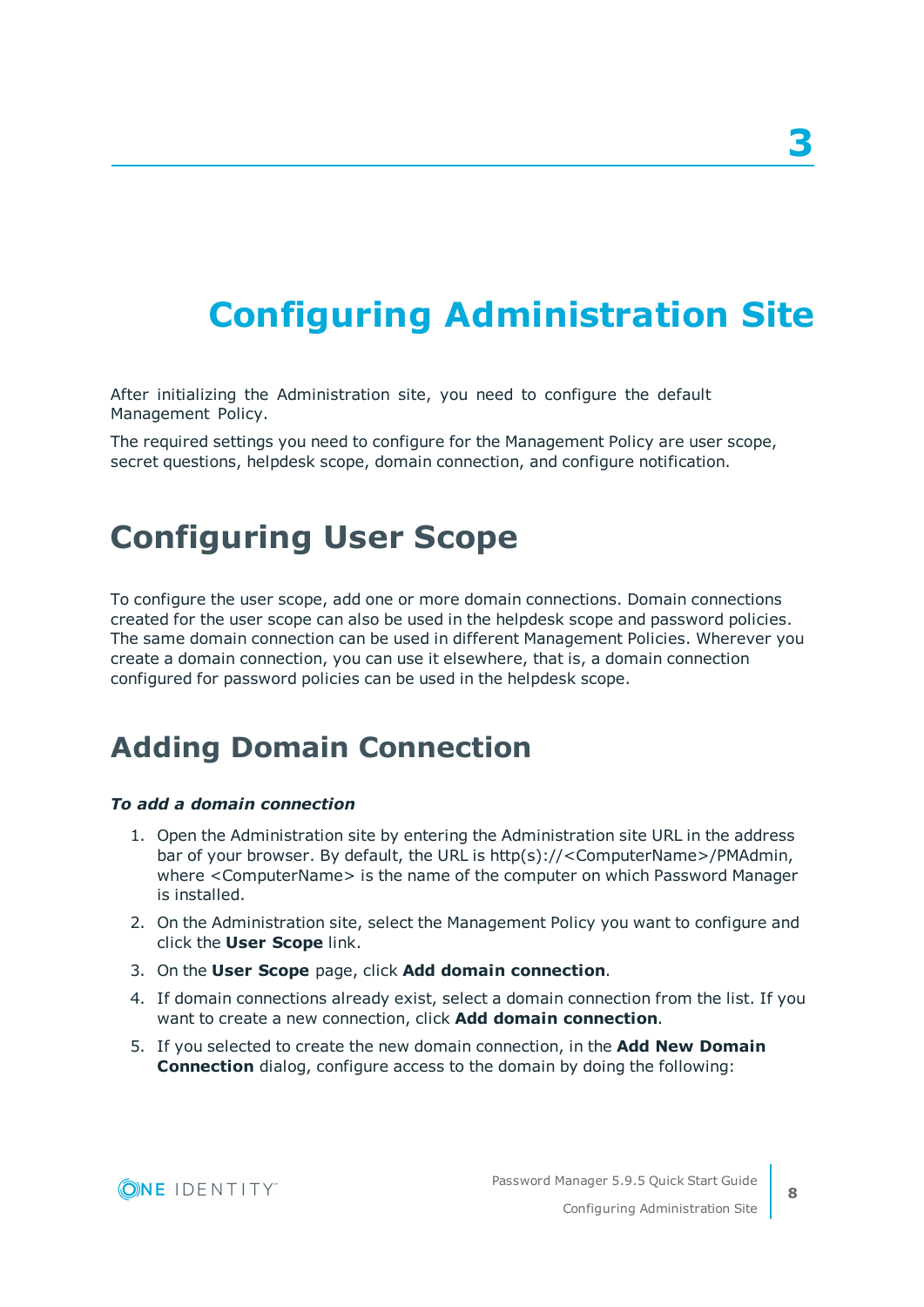# 3

# Configuring Administration Site

After initializing the Administration site, you need to configure the default Management Policy.

The required settings you need to configure for the Management Policy are user scope, secret questions, helpdesk scope, domain connection, and configure notification.

## Configuring User Scope

To configure the user scope, add one or more domain connections. Domain connections created for the user scope can also be used in the helpdesk scope and password policies. The same domain connection can be used in different Management Policies. Wherever you create a domain connection, you can use it elsewhere, that is, a domain connection configured for password policies can be used in the helpdesk scope.

## Adding Domain Connection

***To add a domain connection***

1. Open the Administration site by entering the Administration site URL in the address bar of your browser. By default, the URL is http(s)://<ComputerName>/PMAdmin, where <ComputerName> is the name of the computer on which Password Manager is installed.
2. On the Administration site, select the Management Policy you want to configure and click the **User Scope** link.
3. On the **User Scope** page, click **Add domain connection**.
4. If domain connections already exist, select a domain connection from the list. If you want to create a new connection, click **Add domain connection**.
5. If you selected to create the new domain connection, in the **Add New Domain Connection** dialog, configure access to the domain by doing the following: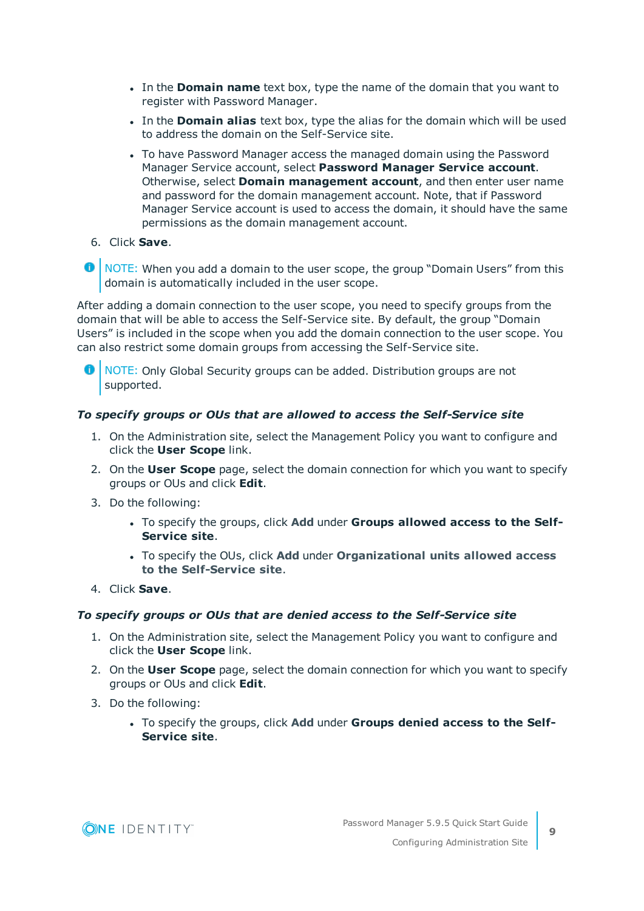- In the **Domain name** text box, type the name of the domain that you want to register with Password Manager.
- In the **Domain alias** text box, type the alias for the domain which will be used to address the domain on the Self-Service site.
- To have Password Manager access the managed domain using the Password Manager Service account, select **Password Manager Service account**. Otherwise, select **Domain management account**, and then enter user name and password for the domain management account. Note, that if Password Manager Service account is used to access the domain, it should have the same permissions as the domain management account.

6. Click **Save**.

NOTE: When you add a domain to the user scope, the group "Domain Users" from this domain is automatically included in the user scope.

After adding a domain connection to the user scope, you need to specify groups from the domain that will be able to access the Self-Service site. By default, the group "Domain Users" is included in the scope when you add the domain connection to the user scope. You can also restrict some domain groups from accessing the Self-Service site.

NOTE: Only Global Security groups can be added. Distribution groups are not supported.

***To specify groups or OUs that are allowed to access the Self-Service site***

1. On the Administration site, select the Management Policy you want to configure and click the **User Scope** link.
2. On the **User Scope** page, select the domain connection for which you want to specify groups or OUs and click **Edit**.
3. Do the following:
   - To specify the groups, click **Add** under **Groups allowed access to the Self-Service site**.
   - To specify the OUs, click **Add** under **Organizational units allowed access to the Self-Service site**.
4. Click **Save**.

***To specify groups or OUs that are denied access to the Self-Service site***

1. On the Administration site, select the Management Policy you want to configure and click the **User Scope** link.
2. On the **User Scope** page, select the domain connection for which you want to specify groups or OUs and click **Edit**.
3. Do the following:
   - To specify the groups, click **Add** under **Groups denied access to the Self-Service site**.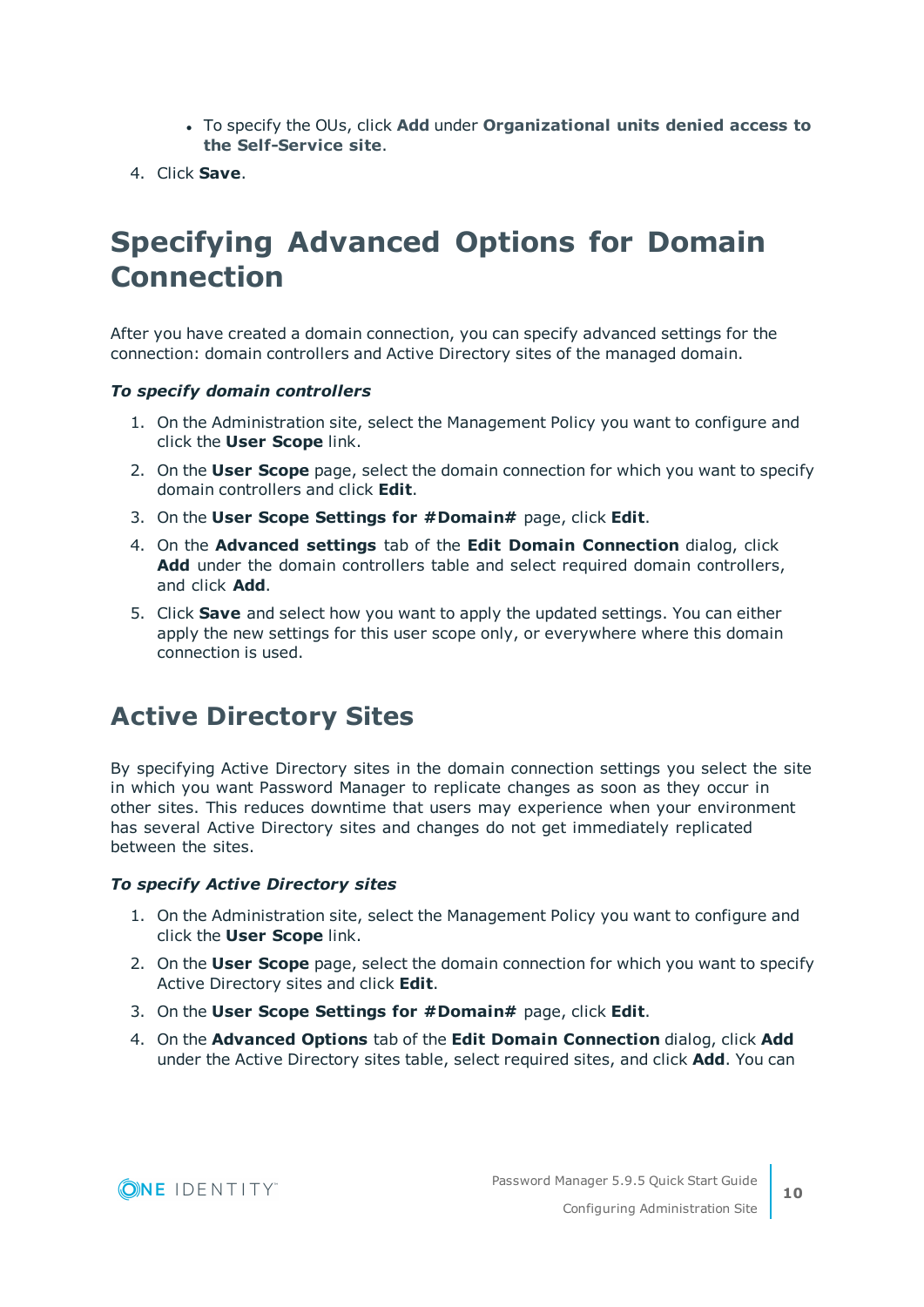- To specify the OUs, click **Add** under **Organizational units denied access to the Self-Service site**.

4. Click **Save**.

# Specifying Advanced Options for Domain Connection

After you have created a domain connection, you can specify advanced settings for the connection: domain controllers and Active Directory sites of the managed domain.

***To specify domain controllers***

1. On the Administration site, select the Management Policy you want to configure and click the **User Scope** link.
2. On the **User Scope** page, select the domain connection for which you want to specify domain controllers and click **Edit**.
3. On the **User Scope Settings for #Domain#** page, click **Edit**.
4. On the **Advanced settings** tab of the **Edit Domain Connection** dialog, click **Add** under the domain controllers table and select required domain controllers, and click **Add**.
5. Click **Save** and select how you want to apply the updated settings. You can either apply the new settings for this user scope only, or everywhere where this domain connection is used.

## Active Directory Sites

By specifying Active Directory sites in the domain connection settings you select the site in which you want Password Manager to replicate changes as soon as they occur in other sites. This reduces downtime that users may experience when your environment has several Active Directory sites and changes do not get immediately replicated between the sites.

***To specify Active Directory sites***

1. On the Administration site, select the Management Policy you want to configure and click the **User Scope** link.
2. On the **User Scope** page, select the domain connection for which you want to specify Active Directory sites and click **Edit**.
3. On the **User Scope Settings for #Domain#** page, click **Edit**.
4. On the **Advanced Options** tab of the **Edit Domain Connection** dialog, click **Add** under the Active Directory sites table, select required sites, and click **Add**. You can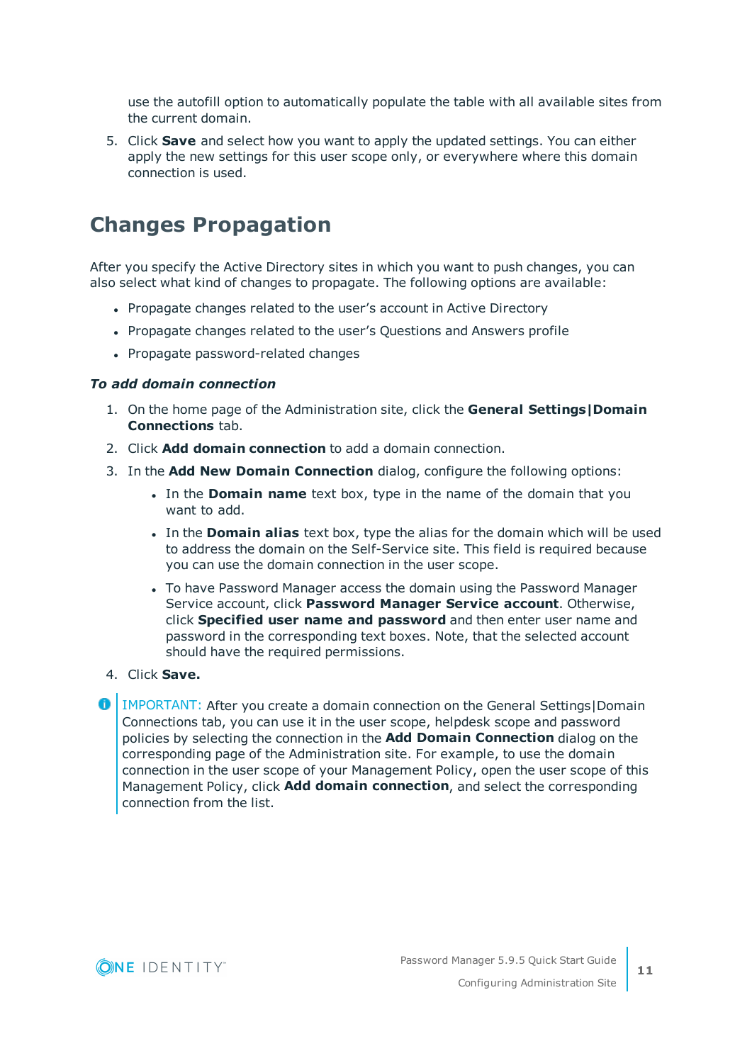use the autofill option to automatically populate the table with all available sites from the current domain.

5. Click **Save** and select how you want to apply the updated settings. You can either apply the new settings for this user scope only, or everywhere where this domain connection is used.

## Changes Propagation

After you specify the Active Directory sites in which you want to push changes, you can also select what kind of changes to propagate. The following options are available:

- Propagate changes related to the user's account in Active Directory
- Propagate changes related to the user's Questions and Answers profile
- Propagate password-related changes

***To add domain connection***

1. On the home page of the Administration site, click the **General Settings|Domain Connections** tab.
2. Click **Add domain connection** to add a domain connection.
3. In the **Add New Domain Connection** dialog, configure the following options:
    - In the **Domain name** text box, type in the name of the domain that you want to add.
    - In the **Domain alias** text box, type the alias for the domain which will be used to address the domain on the Self-Service site. This field is required because you can use the domain connection in the user scope.
    - To have Password Manager access the domain using the Password Manager Service account, click **Password Manager Service account**. Otherwise, click **Specified user name and password** and then enter user name and password in the corresponding text boxes. Note, that the selected account should have the required permissions.
4. Click **Save.**

IMPORTANT: After you create a domain connection on the General Settings|Domain Connections tab, you can use it in the user scope, helpdesk scope and password policies by selecting the connection in the **Add Domain Connection** dialog on the corresponding page of the Administration site. For example, to use the domain connection in the user scope of your Management Policy, open the user scope of this Management Policy, click **Add domain connection**, and select the corresponding connection from the list.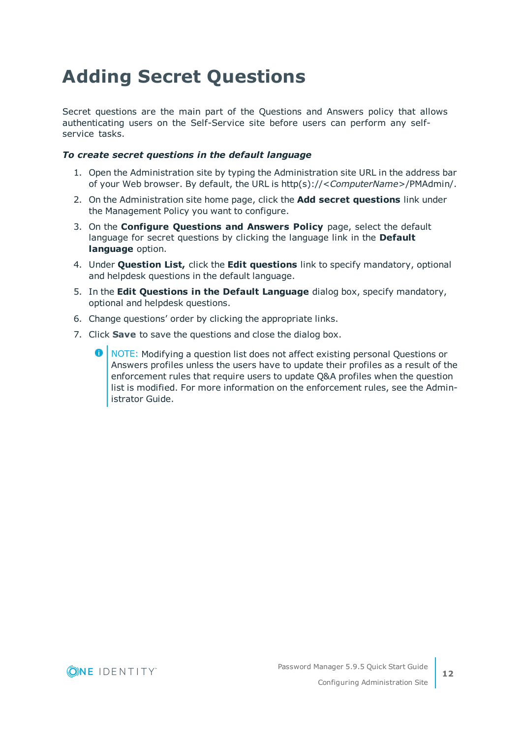# Adding Secret Questions

Secret questions are the main part of the Questions and Answers policy that allows authenticating users on the Self-Service site before users can perform any self-service tasks.

***To create secret questions in the default language***

1. Open the Administration site by typing the Administration site URL in the address bar of your Web browser. By default, the URL is http(s)://<*ComputerName*>/PMAdmin/.
2. On the Administration site home page, click the **Add secret questions** link under the Management Policy you want to configure.
3. On the **Configure Questions and Answers Policy** page, select the default language for secret questions by clicking the language link in the **Default language** option.
4. Under **Question List,** click the **Edit questions** link to specify mandatory, optional and helpdesk questions in the default language.
5. In the **Edit Questions in the Default Language** dialog box, specify mandatory, optional and helpdesk questions.
6. Change questions' order by clicking the appropriate links.
7. Click **Save** to save the questions and close the dialog box.

> NOTE: Modifying a question list does not affect existing personal Questions or Answers profiles unless the users have to update their profiles as a result of the enforcement rules that require users to update Q&A profiles when the question list is modified. For more information on the enforcement rules, see the Administrator Guide.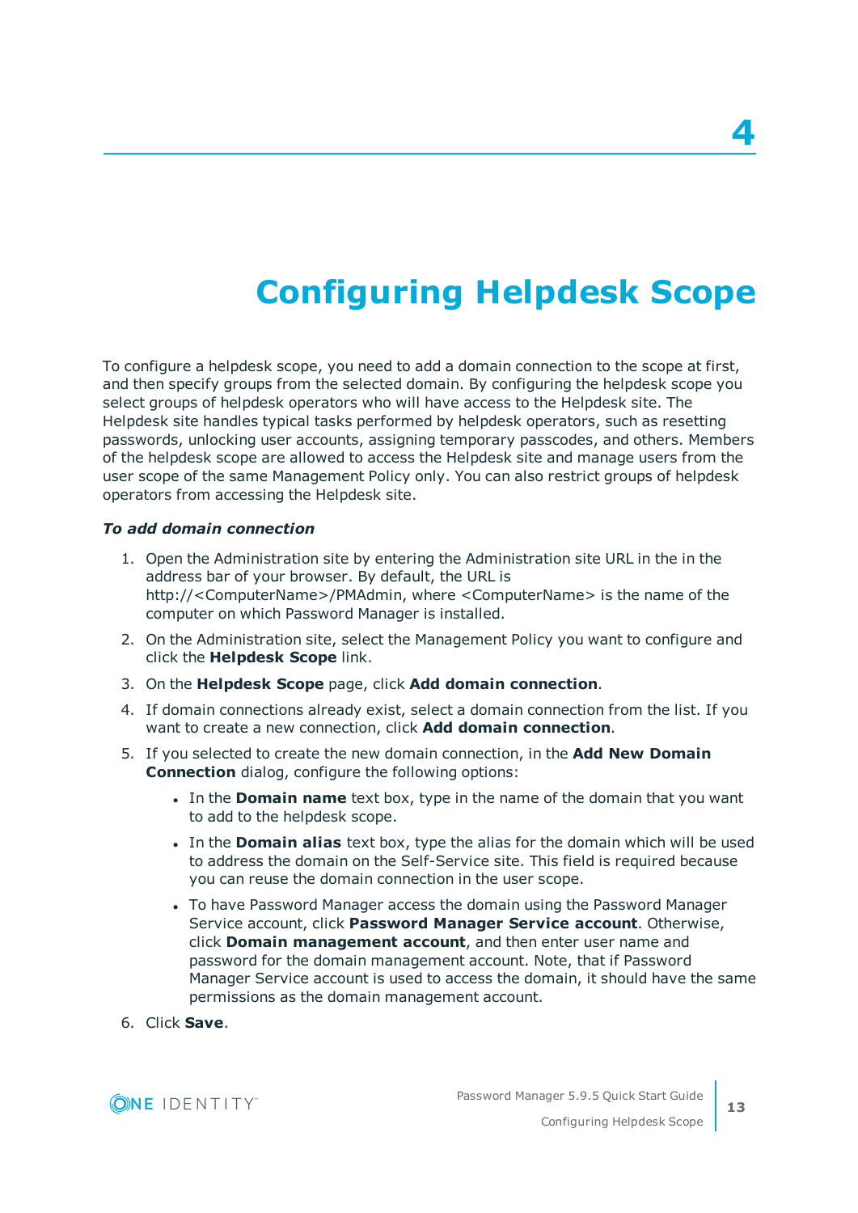# 4

# Configuring Helpdesk Scope

To configure a helpdesk scope, you need to add a domain connection to the scope at first, and then specify groups from the selected domain. By configuring the helpdesk scope you select groups of helpdesk operators who will have access to the Helpdesk site. The Helpdesk site handles typical tasks performed by helpdesk operators, such as resetting passwords, unlocking user accounts, assigning temporary passcodes, and others. Members of the helpdesk scope are allowed to access the Helpdesk site and manage users from the user scope of the same Management Policy only. You can also restrict groups of helpdesk operators from accessing the Helpdesk site.

***To add domain connection***

1. Open the Administration site by entering the Administration site URL in the in the address bar of your browser. By default, the URL is http://<ComputerName>/PMAdmin, where <ComputerName> is the name of the computer on which Password Manager is installed.
2. On the Administration site, select the Management Policy you want to configure and click the **Helpdesk Scope** link.
3. On the **Helpdesk Scope** page, click **Add domain connection**.
4. If domain connections already exist, select a domain connection from the list. If you want to create a new connection, click **Add domain connection**.
5. If you selected to create the new domain connection, in the **Add New Domain Connection** dialog, configure the following options:
   - In the **Domain name** text box, type in the name of the domain that you want to add to the helpdesk scope.
   - In the **Domain alias** text box, type the alias for the domain which will be used to address the domain on the Self-Service site. This field is required because you can reuse the domain connection in the user scope.
   - To have Password Manager access the domain using the Password Manager Service account, click **Password Manager Service account**. Otherwise, click **Domain management account**, and then enter user name and password for the domain management account. Note, that if Password Manager Service account is used to access the domain, it should have the same permissions as the domain management account.
6. Click **Save**.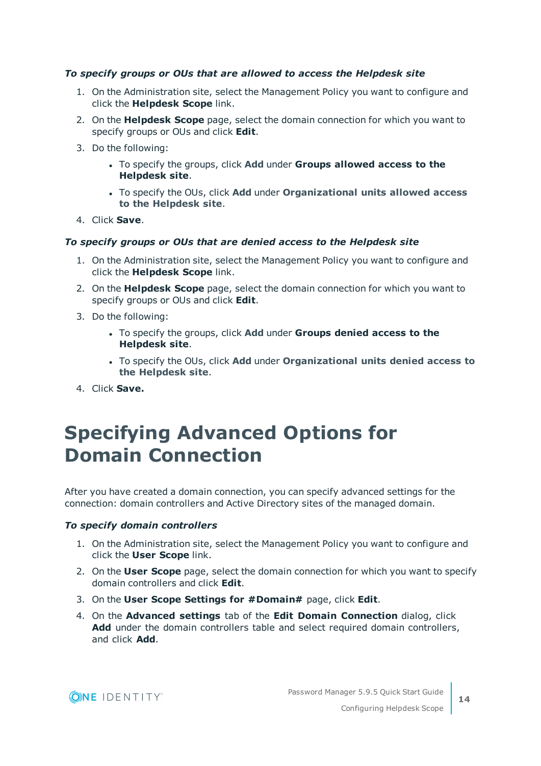***To specify groups or OUs that are allowed to access the Helpdesk site***

1. On the Administration site, select the Management Policy you want to configure and click the **Helpdesk Scope** link.
2. On the **Helpdesk Scope** page, select the domain connection for which you want to specify groups or OUs and click **Edit**.
3. Do the following:
   - To specify the groups, click **Add** under **Groups allowed access to the Helpdesk site**.
   - To specify the OUs, click **Add** under **Organizational units allowed access to the Helpdesk site**.
4. Click **Save**.

***To specify groups or OUs that are denied access to the Helpdesk site***

1. On the Administration site, select the Management Policy you want to configure and click the **Helpdesk Scope** link.
2. On the **Helpdesk Scope** page, select the domain connection for which you want to specify groups or OUs and click **Edit**.
3. Do the following:
   - To specify the groups, click **Add** under **Groups denied access to the Helpdesk site**.
   - To specify the OUs, click **Add** under **Organizational units denied access to the Helpdesk site**.
4. Click **Save.**

# Specifying Advanced Options for Domain Connection

After you have created a domain connection, you can specify advanced settings for the connection: domain controllers and Active Directory sites of the managed domain.

***To specify domain controllers***

1. On the Administration site, select the Management Policy you want to configure and click the **User Scope** link.
2. On the **User Scope** page, select the domain connection for which you want to specify domain controllers and click **Edit**.
3. On the **User Scope Settings for #Domain#** page, click **Edit**.
4. On the **Advanced settings** tab of the **Edit Domain Connection** dialog, click **Add** under the domain controllers table and select required domain controllers, and click **Add**.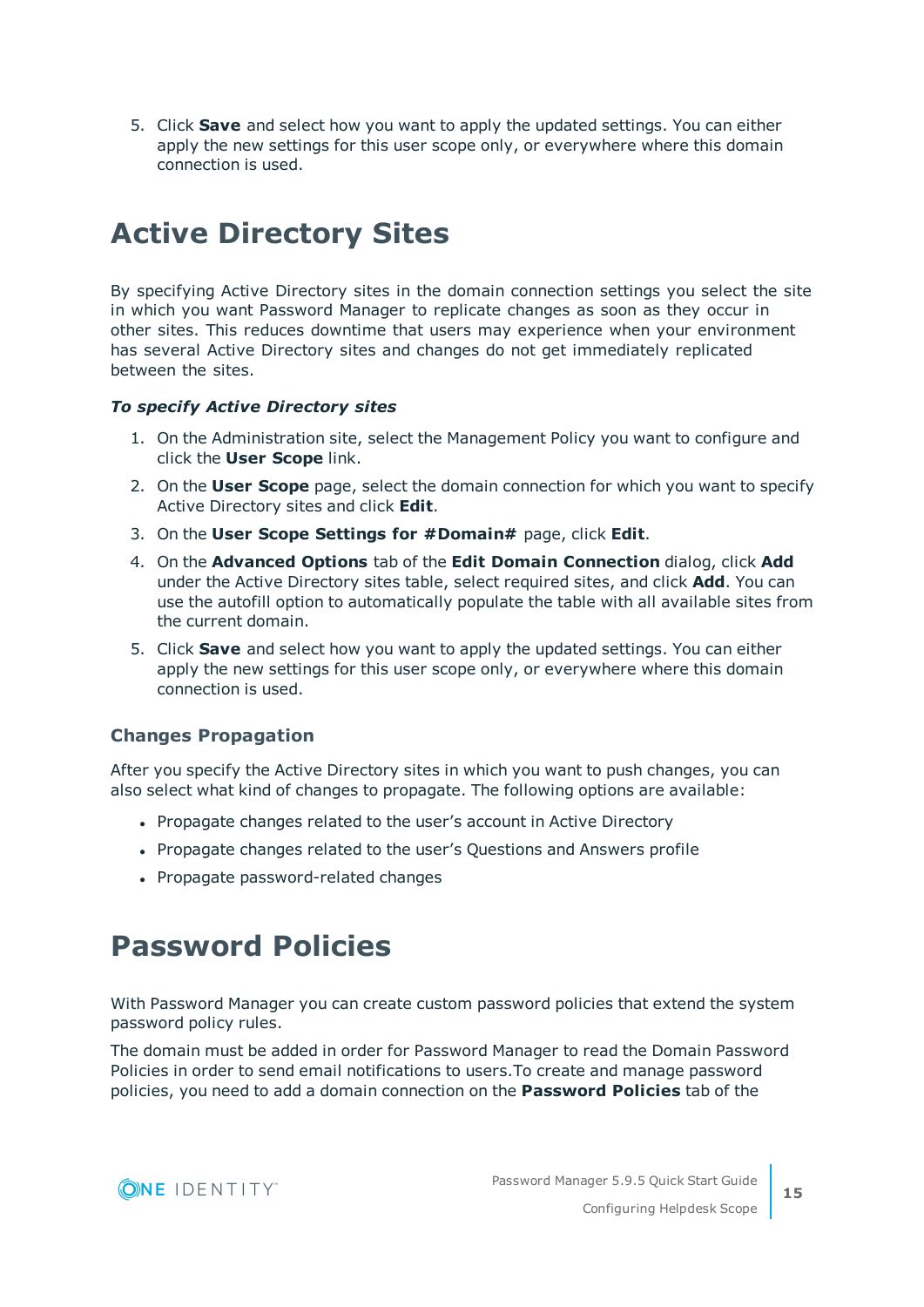5. Click **Save** and select how you want to apply the updated settings. You can either apply the new settings for this user scope only, or everywhere where this domain connection is used.

# Active Directory Sites

By specifying Active Directory sites in the domain connection settings you select the site in which you want Password Manager to replicate changes as soon as they occur in other sites. This reduces downtime that users may experience when your environment has several Active Directory sites and changes do not get immediately replicated between the sites.

***To specify Active Directory sites***

1. On the Administration site, select the Management Policy you want to configure and click the **User Scope** link.
2. On the **User Scope** page, select the domain connection for which you want to specify Active Directory sites and click **Edit**.
3. On the **User Scope Settings for #Domain#** page, click **Edit**.
4. On the **Advanced Options** tab of the **Edit Domain Connection** dialog, click **Add** under the Active Directory sites table, select required sites, and click **Add**. You can use the autofill option to automatically populate the table with all available sites from the current domain.
5. Click **Save** and select how you want to apply the updated settings. You can either apply the new settings for this user scope only, or everywhere where this domain connection is used.

### Changes Propagation

After you specify the Active Directory sites in which you want to push changes, you can also select what kind of changes to propagate. The following options are available:

- Propagate changes related to the user's account in Active Directory
- Propagate changes related to the user's Questions and Answers profile
- Propagate password-related changes

# Password Policies

With Password Manager you can create custom password policies that extend the system password policy rules.

The domain must be added in order for Password Manager to read the Domain Password Policies in order to send email notifications to users.To create and manage password policies, you need to add a domain connection on the **Password Policies** tab of the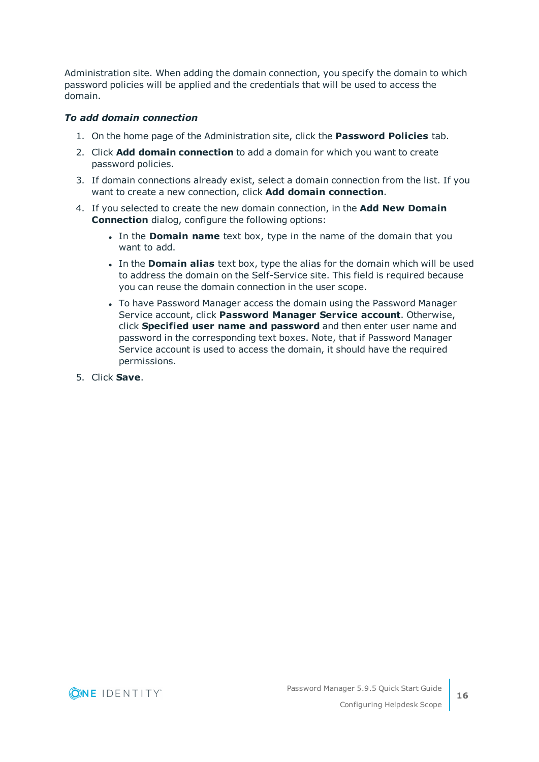Administration site. When adding the domain connection, you specify the domain to which password policies will be applied and the credentials that will be used to access the domain.

***To add domain connection***

1. On the home page of the Administration site, click the **Password Policies** tab.
2. Click **Add domain connection** to add a domain for which you want to create password policies.
3. If domain connections already exist, select a domain connection from the list. If you want to create a new connection, click **Add domain connection**.
4. If you selected to create the new domain connection, in the **Add New Domain Connection** dialog, configure the following options:
   - In the **Domain name** text box, type in the name of the domain that you want to add.
   - In the **Domain alias** text box, type the alias for the domain which will be used to address the domain on the Self-Service site. This field is required because you can reuse the domain connection in the user scope.
   - To have Password Manager access the domain using the Password Manager Service account, click **Password Manager Service account**. Otherwise, click **Specified user name and password** and then enter user name and password in the corresponding text boxes. Note, that if Password Manager Service account is used to access the domain, it should have the required permissions.
5. Click **Save**.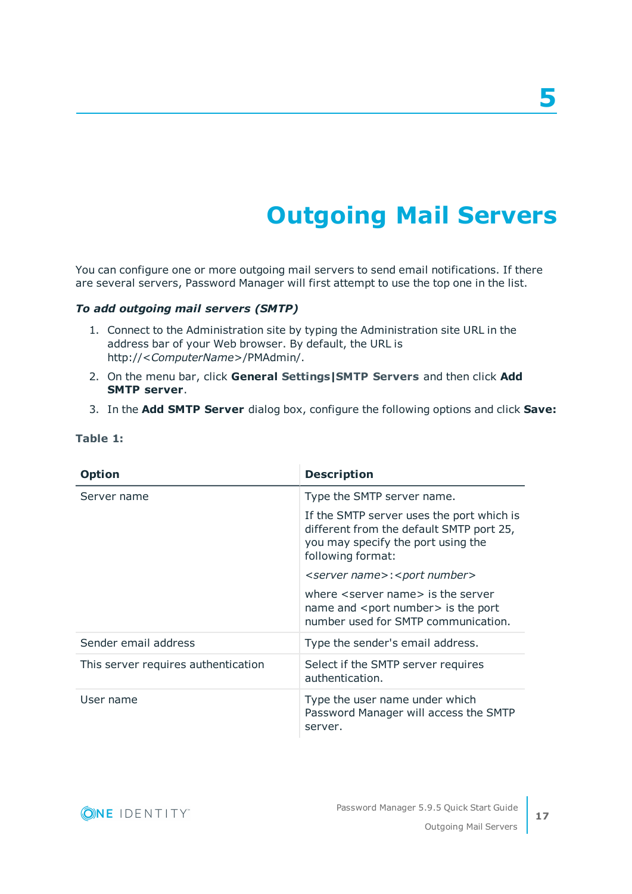# 5

# Outgoing Mail Servers

You can configure one or more outgoing mail servers to send email notifications. If there are several servers, Password Manager will first attempt to use the top one in the list.

***To add outgoing mail servers (SMTP)***

1. Connect to the Administration site by typing the Administration site URL in the address bar of your Web browser. By default, the URL is http://<*ComputerName*>/PMAdmin/.
2. On the menu bar, click **General Settings|SMTP Servers** and then click **Add SMTP server**.
3. In the **Add SMTP Server** dialog box, configure the following options and click **Save:**

**Table 1:**

| Option | Description |
|---|---|
| Server name | Type the SMTP server name.<br><br>If the SMTP server uses the port which is different from the default SMTP port 25, you may specify the port using the following format:<br><br>*<server name>*:*<port number>*<br><br>where <server name> is the server name and <port number> is the port number used for SMTP communication. |
| Sender email address | Type the sender's email address. |
| This server requires authentication | Select if the SMTP server requires authentication. |
| User name | Type the user name under which Password Manager will access the SMTP server. |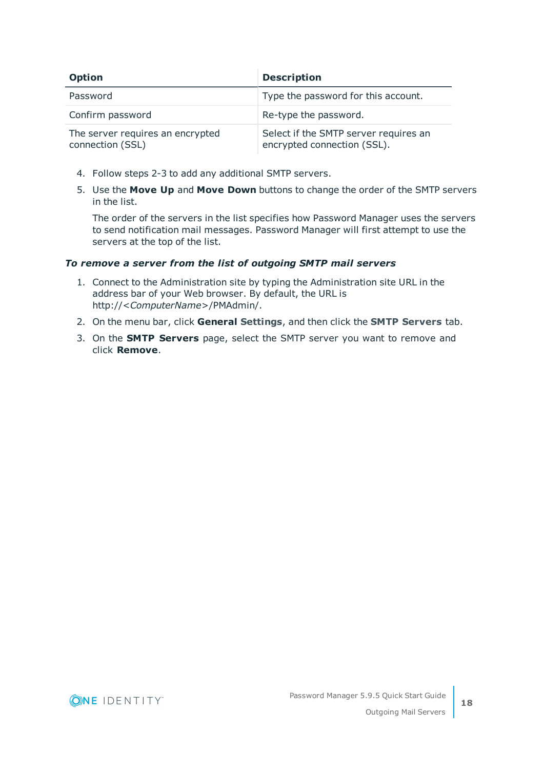| Option | Description |
| --- | --- |
| Password | Type the password for this account. |
| Confirm password | Re-type the password. |
| The server requires an encrypted connection (SSL) | Select if the SMTP server requires an encrypted connection (SSL). |

4. Follow steps 2-3 to add any additional SMTP servers.
5. Use the **Move Up** and **Move Down** buttons to change the order of the SMTP servers in the list.

   The order of the servers in the list specifies how Password Manager uses the servers to send notification mail messages. Password Manager will first attempt to use the servers at the top of the list.

***To remove a server from the list of outgoing SMTP mail servers***

1. Connect to the Administration site by typing the Administration site URL in the address bar of your Web browser. By default, the URL is http://<*ComputerName*>/PMAdmin/.
2. On the menu bar, click **General Settings**, and then click the **SMTP Servers** tab.
3. On the **SMTP Servers** page, select the SMTP server you want to remove and click **Remove**.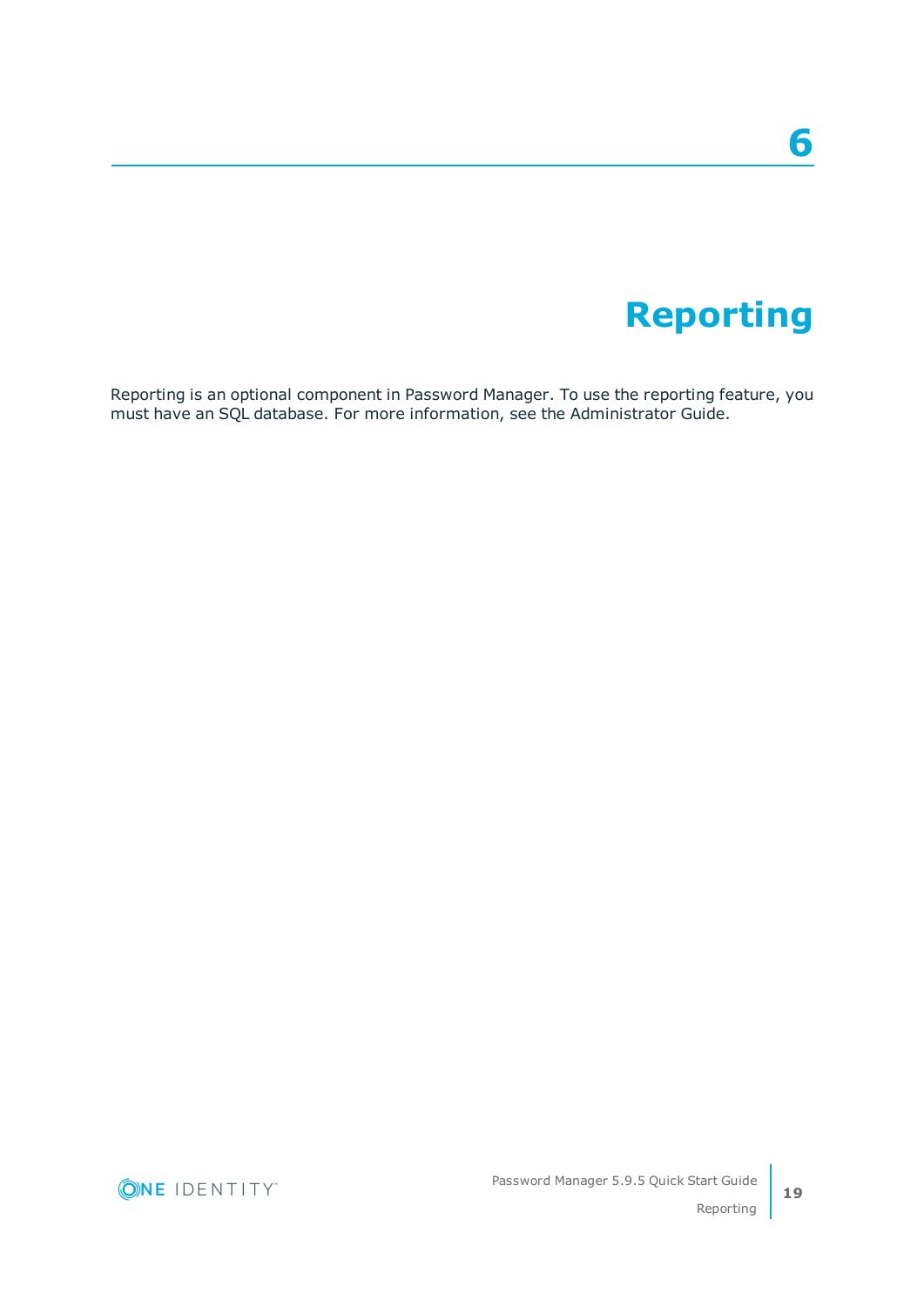# 6 Reporting

Reporting is an optional component in Password Manager. To use the reporting feature, you must have an SQL database. For more information, see the Administrator Guide.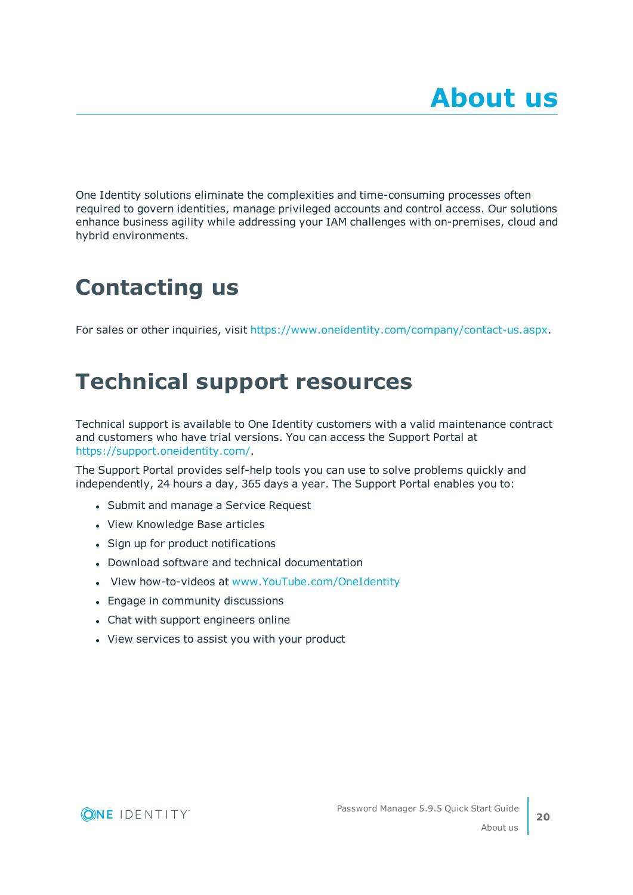# About us

One Identity solutions eliminate the complexities and time-consuming processes often required to govern identities, manage privileged accounts and control access. Our solutions enhance business agility while addressing your IAM challenges with on-premises, cloud and hybrid environments.

## Contacting us

For sales or other inquiries, visit https://www.oneidentity.com/company/contact-us.aspx.

## Technical support resources

Technical support is available to One Identity customers with a valid maintenance contract and customers who have trial versions. You can access the Support Portal at https://support.oneidentity.com/.

The Support Portal provides self-help tools you can use to solve problems quickly and independently, 24 hours a day, 365 days a year. The Support Portal enables you to:

- Submit and manage a Service Request
- View Knowledge Base articles
- Sign up for product notifications
- Download software and technical documentation
- View how-to-videos at www.YouTube.com/OneIdentity
- Engage in community discussions
- Chat with support engineers online
- View services to assist you with your product